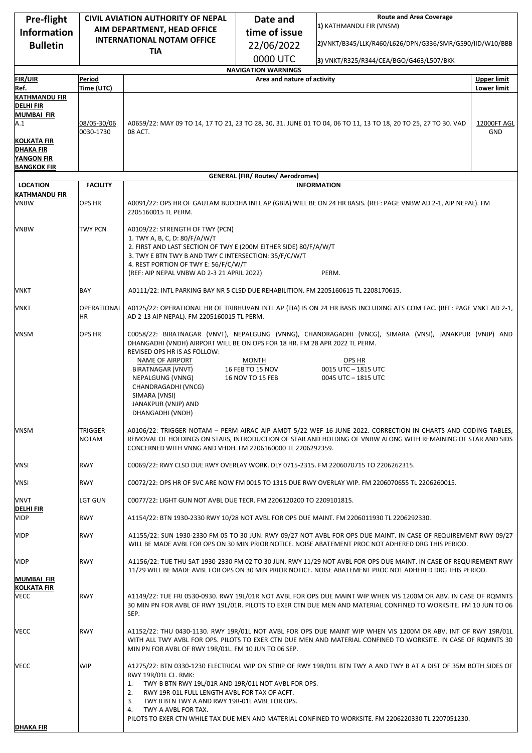| Pre-flight Information Bulletin | CIVIL AVIATION AUTHORITY OF NEPAL<br>AIM DEPARTMENT, HEAD OFFICE<br>INTERNATIONAL NOTAM OFFICE<br>TIA | Date and time of issue<br>22/06/2022<br>0000 UTC | Route and Area Coverage<br>1) KATHMANDU FIR (VNSM)<br>2)VNKT/B345/LLK/R460/L626/DPN/G336/SMR/G590/IID/W10/BBB<br>3) VNKT/R325/R344/CEA/BGO/G463/L507/BKK |
|---|---|---|---|

**NAVIGATION WARNINGS**

| FIR/UIR Ref. | Period Time (UTC) | Area and nature of activity | Upper limit / Lower limit |
|---|---|---|---|
| KATHMANDU FIR<br>DELHI FIR<br>MUMBAI FIR<br>A.1<br>KOLKATA FIR<br>DHAKA FIR<br>YANGON FIR<br>BANGKOK FIR | 08/05-30/06<br>0030-1730 | A0659/22: MAY 09 TO 14, 17 TO 21, 23 TO 28, 30, 31. JUNE 01 TO 04, 06 TO 11, 13 TO 18, 20 TO 25, 27 TO 30. VAD 08 ACT. | 12000FT AGL<br>GND |

**GENERAL (FIR/ Routes/ Aerodromes)**

| LOCATION | FACILITY | INFORMATION |
|---|---|---|
| **KATHMANDU FIR** | | |
| VNBW | OPS HR | A0091/22: OPS HR OF GAUTAM BUDDHA INTL AP (GBIA) WILL BE ON 24 HR BASIS. (REF: PAGE VNBW AD 2-1, AIP NEPAL). FM 2205160015 TL PERM. |
| VNBW | TWY PCN | A0109/22: STRENGTH OF TWY (PCN)<br>1. TWY A, B, C, D: 80/F/A/W/T<br>2. FIRST AND LAST SECTION OF TWY E (200M EITHER SIDE) 80/F/A/W/T<br>3. TWY E BTN TWY B AND TWY C INTERSECTION: 35/F/C/W/T<br>4. REST PORTION OF TWY E: 56/F/C/W/T<br>(REF: AIP NEPAL VNBW AD 2-3 21 APRIL 2022) PERM. |
| VNKT | BAY | A0111/22: INTL PARKING BAY NR 5 CLSD DUE REHABILITION. FM 2205160615 TL 2208170615. |
| VNKT | OPERATIONAL HR | A0125/22: OPERATIONAL HR OF TRIBHUVAN INTL AP (TIA) IS ON 24 HR BASIS INCLUDING ATS COM FAC. (REF: PAGE VNKT AD 2-1, AD 2-13 AIP NEPAL). FM 2205160015 TL PERM. |
| VNSM | OPS HR | C0058/22: BIRATNAGAR (VNVT), NEPALGUNG (VNNG), CHANDRAGADHI (VNCG), SIMARA (VNSI), JANAKPUR (VNJP) AND DHANGADHI (VNDH) AIRPORT WILL BE ON OPS FOR 18 HR. FM 28 APR 2022 TL PERM.<br>REVISED OPS HR IS AS FOLLOW:<br>NAME OF AIRPORT / MONTH / OPS HR<br>BIRATNAGAR (VNVT), NEPALGUNG (VNNG), CHANDRAGADHI (VNCG), SIMARA (VNSI), JANAKPUR (VNJP) AND DHANGADHI (VNDH): 16 FEB TO 15 NOV – 0015 UTC – 1815 UTC; 16 NOV TO 15 FEB – 0045 UTC – 1815 UTC |
| VNSM | TRIGGER NOTAM | A0106/22: TRIGGER NOTAM – PERM AIRAC AIP AMDT 5/22 WEF 16 JUNE 2022. CORRECTION IN CHARTS AND CODING TABLES, REMOVAL OF HOLDINGS ON STARS, INTRODUCTION OF STAR AND HOLDING OF VNBW ALONG WITH REMAINING OF STAR AND SIDS CONCERNED WITH VNNG AND VHDH. FM 2206160000 TL 2206292359. |
| VNSI | RWY | C0069/22: RWY CLSD DUE RWY OVERLAY WORK. DLY 0715-2315. FM 2206070715 TO 2206262315. |
| VNSI | RWY | C0072/22: OPS HR OF SVC ARE NOW FM 0015 TO 1315 DUE RWY OVERLAY WIP. FM 2206070655 TL 2206260015. |
| VNVT | LGT GUN | C0077/22: LIGHT GUN NOT AVBL DUE TECR. FM 2206120200 TO 2209101815. |
| **DELHI FIR** | | |
| VIDP | RWY | A1154/22: BTN 1930-2330 RWY 10/28 NOT AVBL FOR OPS DUE MAINT. FM 2206011930 TL 2206292330. |
| VIDP | RWY | A1155/22: SUN 1930-2330 FM 05 TO 30 JUN. RWY 09/27 NOT AVBL FOR OPS DUE MAINT. IN CASE OF REQUIREMENT RWY 09/27 WILL BE MADE AVBL FOR OPS ON 30 MIN PRIOR NOTICE. NOISE ABATEMENT PROC NOT ADHERED DRG THIS PERIOD. |
| VIDP | RWY | A1156/22: TUE THU SAT 1930-2330 FM 02 TO 30 JUN. RWY 11/29 NOT AVBL FOR OPS DUE MAINT. IN CASE OF REQUIREMENT RWY 11/29 WILL BE MADE AVBL FOR OPS ON 30 MIN PRIOR NOTICE. NOISE ABATEMENT PROC NOT ADHERED DRG THIS PERIOD. |
| **MUMBAI FIR** | | |
| **KOLKATA FIR** | | |
| VECC | RWY | A1149/22: TUE FRI 0530-0930. RWY 19L/01R NOT AVBL FOR OPS DUE MAINT WIP WHEN VIS 1200M OR ABV. IN CASE OF RQMNTS 30 MIN PN FOR AVBL OF RWY 19L/01R. PILOTS TO EXER CTN DUE MEN AND MATERIAL CONFINED TO WORKSITE. FM 10 JUN TO 06 SEP. |
| VECC | RWY | A1152/22: THU 0430-1130. RWY 19R/01L NOT AVBL FOR OPS DUE MAINT WIP WHEN VIS 1200M OR ABV. INT OF RWY 19R/01L WITH ALL TWY AVBL FOR OPS. PILOTS TO EXER CTN DUE MEN AND MATERIAL CONFINED TO WORKSITE. IN CASE OF RQMNTS 30 MIN PN FOR AVBL OF RWY 19R/01L. FM 10 JUN TO 06 SEP. |
| VECC | WIP | A1275/22: BTN 0330-1230 ELECTRICAL WIP ON STRIP OF RWY 19R/01L BTN TWY A AND TWY B AT A DIST OF 35M BOTH SIDES OF RWY 19R/01L CL. RMK:<br>1. TWY-B BTN RWY 19L/01R AND 19R/01L NOT AVBL FOR OPS.<br>2. RWY 19R-01L FULL LENGTH AVBL FOR TAX OF ACFT.<br>3. TWY B BTN TWY A AND RWY 19R-01L AVBL FOR OPS.<br>4. TWY-A AVBL FOR TAX.<br>PILOTS TO EXER CTN WHILE TAX DUE MEN AND MATERIAL CONFINED TO WORKSITE. FM 2206220330 TL 2207051230. |
| **DHAKA FIR** | | |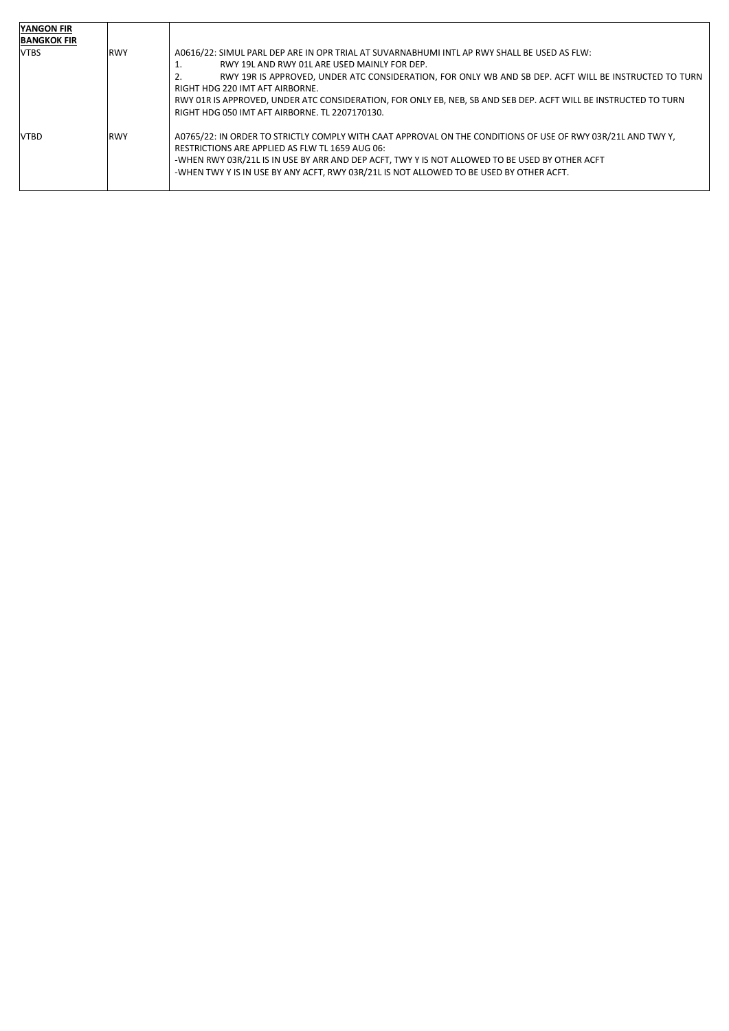| | | |
|---|---|---|
| **YANGON FIR** | | |
| **BANGKOK FIR** | | |
| VTBS | RWY | A0616/22: SIMUL PARL DEP ARE IN OPR TRIAL AT SUVARNABHUMI INTL AP RWY SHALL BE USED AS FLW:<br>1. RWY 19L AND RWY 01L ARE USED MAINLY FOR DEP.<br>2. RWY 19R IS APPROVED, UNDER ATC CONSIDERATION, FOR ONLY WB AND SB DEP. ACFT WILL BE INSTRUCTED TO TURN RIGHT HDG 220 IMT AFT AIRBORNE.<br>RWY 01R IS APPROVED, UNDER ATC CONSIDERATION, FOR ONLY EB, NEB, SB AND SEB DEP. ACFT WILL BE INSTRUCTED TO TURN RIGHT HDG 050 IMT AFT AIRBORNE. TL 2207170130. |
| VTBD | RWY | A0765/22: IN ORDER TO STRICTLY COMPLY WITH CAAT APPROVAL ON THE CONDITIONS OF USE OF RWY 03R/21L AND TWY Y, RESTRICTIONS ARE APPLIED AS FLW TL 1659 AUG 06:<br>-WHEN RWY 03R/21L IS IN USE BY ARR AND DEP ACFT, TWY Y IS NOT ALLOWED TO BE USED BY OTHER ACFT<br>-WHEN TWY Y IS IN USE BY ANY ACFT, RWY 03R/21L IS NOT ALLOWED TO BE USED BY OTHER ACFT. |